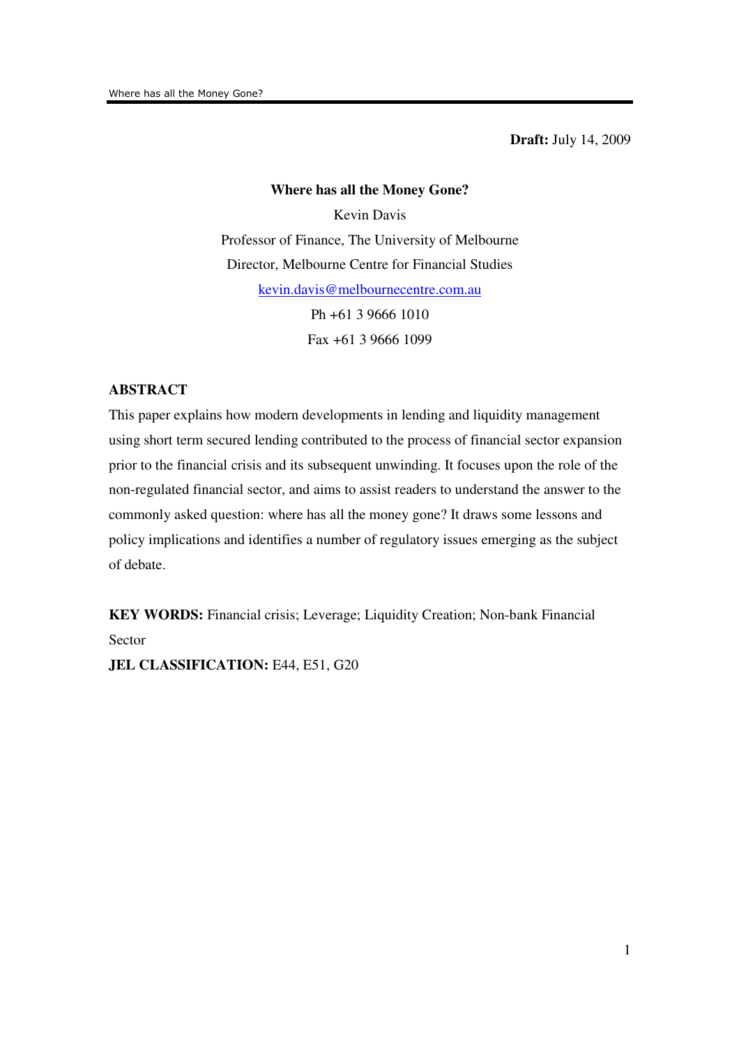**Draft:** July 14, 2009

# Where has all the Money Gone?

Kevin Davis

Professor of Finance, The University of Melbourne

Director, Melbourne Centre for Financial Studies

kevin.davis@melbournecentre.com.au

Ph +61 3 9666 1010

Fax +61 3 9666 1099

## ABSTRACT

This paper explains how modern developments in lending and liquidity management using short term secured lending contributed to the process of financial sector expansion prior to the financial crisis and its subsequent unwinding. It focuses upon the role of the non-regulated financial sector, and aims to assist readers to understand the answer to the commonly asked question: where has all the money gone? It draws some lessons and policy implications and identifies a number of regulatory issues emerging as the subject of debate.

**KEY WORDS:** Financial crisis; Leverage; Liquidity Creation; Non-bank Financial Sector

**JEL CLASSIFICATION:** E44, E51, G20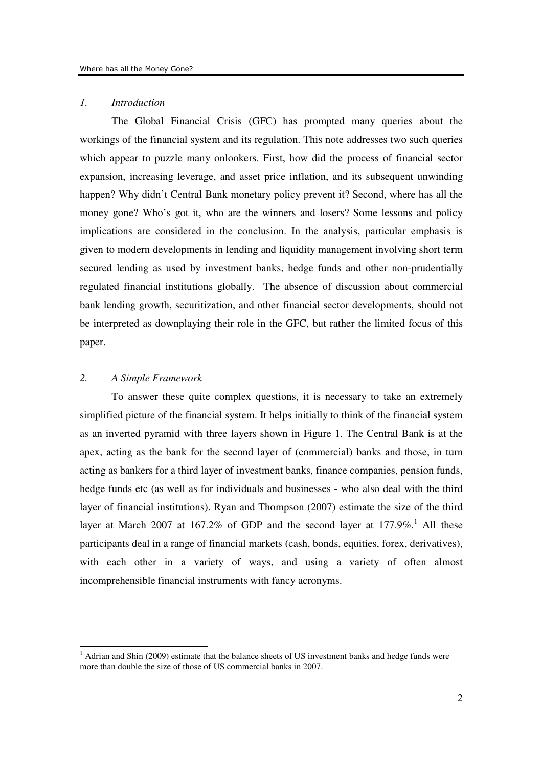## *1. Introduction*

The Global Financial Crisis (GFC) has prompted many queries about the workings of the financial system and its regulation. This note addresses two such queries which appear to puzzle many onlookers. First, how did the process of financial sector expansion, increasing leverage, and asset price inflation, and its subsequent unwinding happen? Why didn't Central Bank monetary policy prevent it? Second, where has all the money gone? Who's got it, who are the winners and losers? Some lessons and policy implications are considered in the conclusion. In the analysis, particular emphasis is given to modern developments in lending and liquidity management involving short term secured lending as used by investment banks, hedge funds and other non-prudentially regulated financial institutions globally. The absence of discussion about commercial bank lending growth, securitization, and other financial sector developments, should not be interpreted as downplaying their role in the GFC, but rather the limited focus of this paper.

## *2. A Simple Framework*

To answer these quite complex questions, it is necessary to take an extremely simplified picture of the financial system. It helps initially to think of the financial system as an inverted pyramid with three layers shown in Figure 1. The Central Bank is at the apex, acting as the bank for the second layer of (commercial) banks and those, in turn acting as bankers for a third layer of investment banks, finance companies, pension funds, hedge funds etc (as well as for individuals and businesses - who also deal with the third layer of financial institutions). Ryan and Thompson (2007) estimate the size of the third layer at March 2007 at 167.2% of GDP and the second layer at 177.9%.[1] All these participants deal in a range of financial markets (cash, bonds, equities, forex, derivatives), with each other in a variety of ways, and using a variety of often almost incomprehensible financial instruments with fancy acronyms.

---

[1] Adrian and Shin (2009) estimate that the balance sheets of US investment banks and hedge funds were more than double the size of those of US commercial banks in 2007.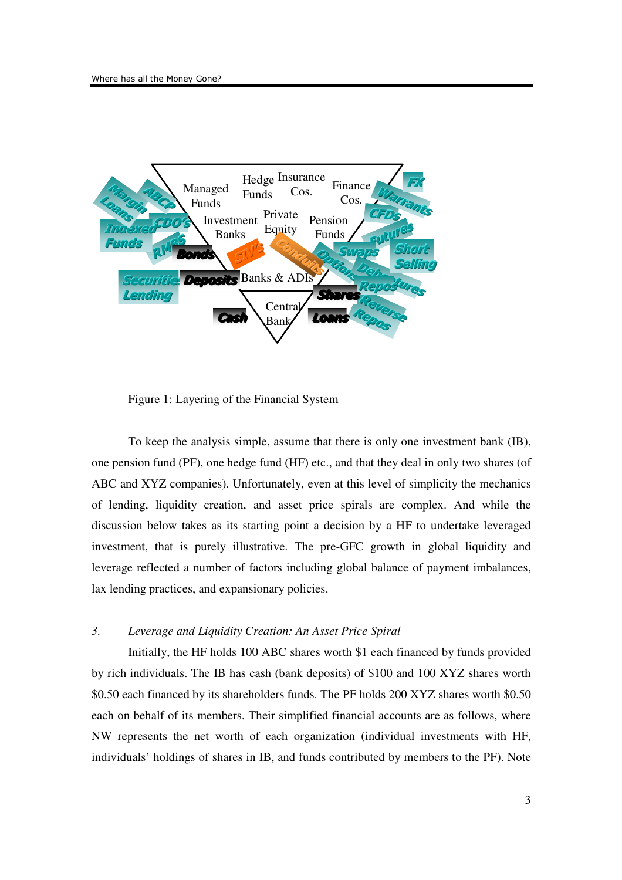Figure 1: Layering of the Financial System

To keep the analysis simple, assume that there is only one investment bank (IB), one pension fund (PF), one hedge fund (HF) etc., and that they deal in only two shares (of ABC and XYZ companies). Unfortunately, even at this level of simplicity the mechanics of lending, liquidity creation, and asset price spirals are complex. And while the discussion below takes as its starting point a decision by a HF to undertake leveraged investment, that is purely illustrative. The pre-GFC growth in global liquidity and leverage reflected a number of factors including global balance of payment imbalances, lax lending practices, and expansionary policies.

## 3. *Leverage and Liquidity Creation: An Asset Price Spiral*

Initially, the HF holds 100 ABC shares worth $1 each financed by funds provided by rich individuals. The IB has cash (bank deposits) of $100 and 100 XYZ shares worth $0.50 each financed by its shareholders funds. The PF holds 200 XYZ shares worth $0.50 each on behalf of its members. Their simplified financial accounts are as follows, where NW represents the net worth of each organization (individual investments with HF, individuals' holdings of shares in IB, and funds contributed by members to the PF). Note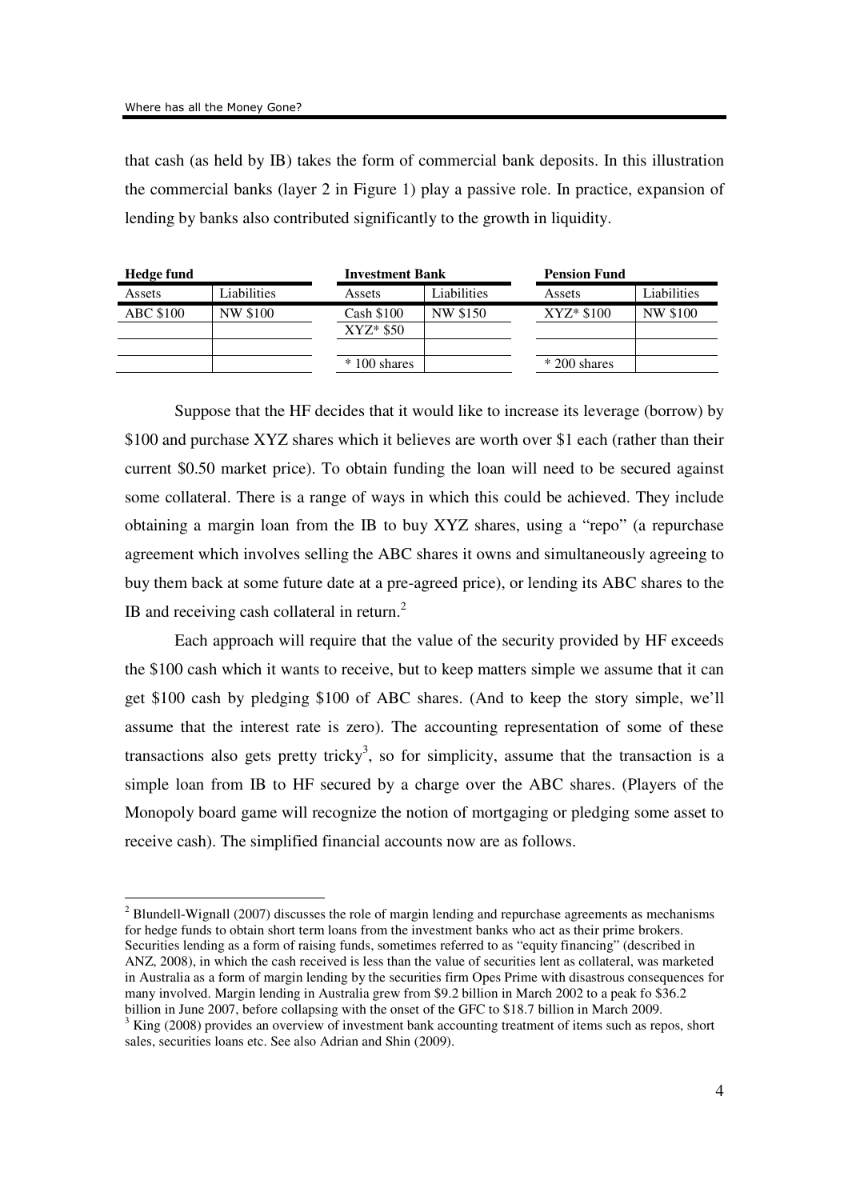that cash (as held by IB) takes the form of commercial bank deposits. In this illustration the commercial banks (layer 2 in Figure 1) play a passive role. In practice, expansion of lending by banks also contributed significantly to the growth in liquidity.

| **Hedge fund** | | **Investment Bank** | | **Pension Fund** | |
|---|---|---|---|---|---|
| Assets | Liabilities | Assets | Liabilities | Assets | Liabilities |
| ABC $100 | NW $100 | Cash $100 | NW $150 | XYZ* $100 | NW $100 |
| | | XYZ* $50 | | | |
| | | | | | |
| | | * 100 shares | | * 200 shares | |

Suppose that the HF decides that it would like to increase its leverage (borrow) by $100 and purchase XYZ shares which it believes are worth over $1 each (rather than their current $0.50 market price). To obtain funding the loan will need to be secured against some collateral. There is a range of ways in which this could be achieved. They include obtaining a margin loan from the IB to buy XYZ shares, using a "repo" (a repurchase agreement which involves selling the ABC shares it owns and simultaneously agreeing to buy them back at some future date at a pre-agreed price), or lending its ABC shares to the IB and receiving cash collateral in return.[2]

Each approach will require that the value of the security provided by HF exceeds the $100 cash which it wants to receive, but to keep matters simple we assume that it can get $100 cash by pledging $100 of ABC shares. (And to keep the story simple, we'll assume that the interest rate is zero). The accounting representation of some of these transactions also gets pretty tricky[3], so for simplicity, assume that the transaction is a simple loan from IB to HF secured by a charge over the ABC shares. (Players of the Monopoly board game will recognize the notion of mortgaging or pledging some asset to receive cash). The simplified financial accounts now are as follows.

[2] Blundell-Wignall (2007) discusses the role of margin lending and repurchase agreements as mechanisms for hedge funds to obtain short term loans from the investment banks who act as their prime brokers. Securities lending as a form of raising funds, sometimes referred to as "equity financing" (described in ANZ, 2008), in which the cash received is less than the value of securities lent as collateral, was marketed in Australia as a form of margin lending by the securities firm Opes Prime with disastrous consequences for many involved. Margin lending in Australia grew from $9.2 billion in March 2002 to a peak fo $36.2 billion in June 2007, before collapsing with the onset of the GFC to $18.7 billion in March 2009.

[3] King (2008) provides an overview of investment bank accounting treatment of items such as repos, short sales, securities loans etc. See also Adrian and Shin (2009).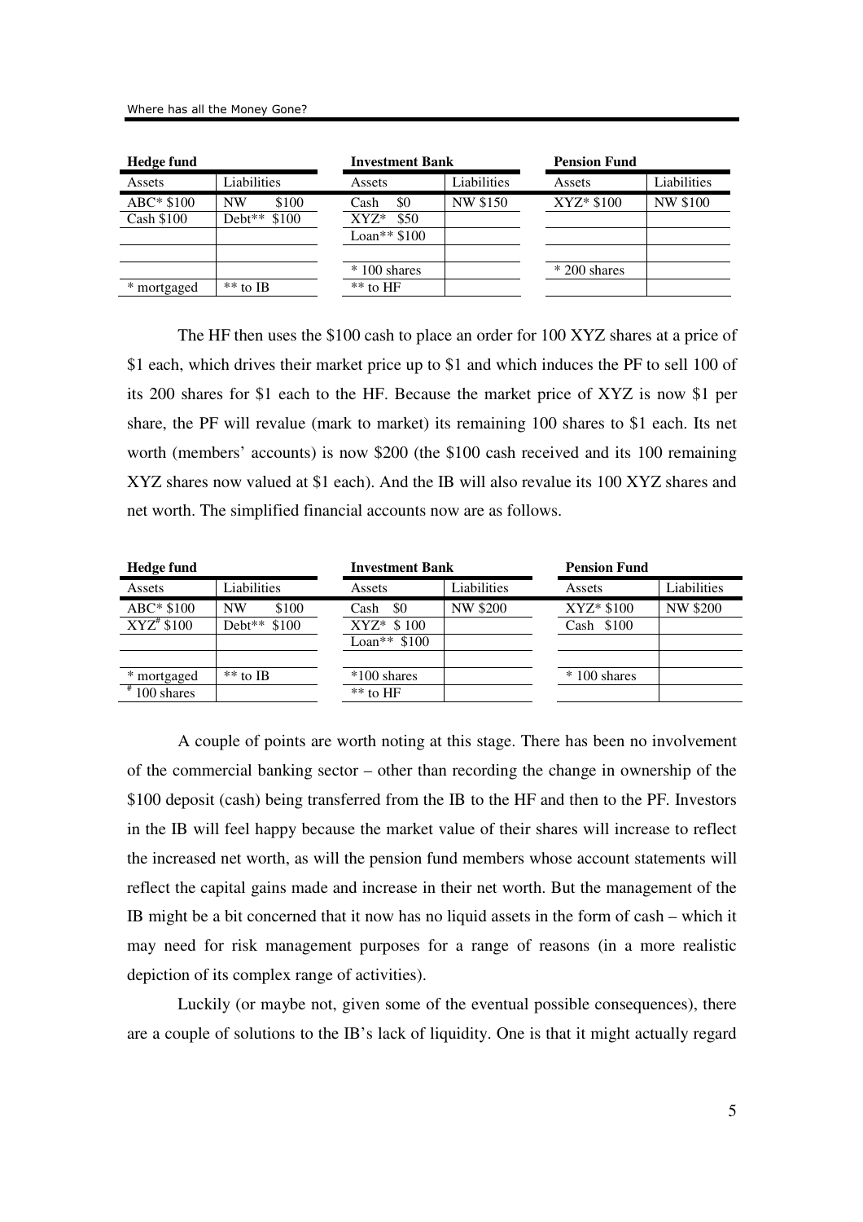| **Hedge fund** | | | **Investment Bank** | | | **Pension Fund** | |
|---|---|---|---|---|---|---|---|
| Assets | Liabilities | | Assets | Liabilities | | Assets | Liabilities |
| ABC* $100 | NW $100 | | Cash $0 | NW $150 | | XYZ* $100 | NW $100 |
| Cash $100 | Debt** $100 | | XYZ* $50 | | | | |
| | | | Loan** $100 | | | | |
| | | | | | | | |
| | | | * 100 shares | | | * 200 shares | |
| * mortgaged | ** to IB | | ** to HF | | | | |

The HF then uses the $100 cash to place an order for 100 XYZ shares at a price of $1 each, which drives their market price up to $1 and which induces the PF to sell 100 of its 200 shares for $1 each to the HF. Because the market price of XYZ is now $1 per share, the PF will revalue (mark to market) its remaining 100 shares to $1 each. Its net worth (members' accounts) is now $200 (the $100 cash received and its 100 remaining XYZ shares now valued at $1 each). And the IB will also revalue its 100 XYZ shares and net worth. The simplified financial accounts now are as follows.

| **Hedge fund** | | | **Investment Bank** | | | **Pension Fund** | |
|---|---|---|---|---|---|---|---|
| Assets | Liabilities | | Assets | Liabilities | | Assets | Liabilities |
| ABC* $100 | NW $100 | | Cash $0 | NW $200 | | XYZ* $100 | NW $200 |
| XYZ# $100 | Debt** $100 | | XYZ* $ 100 | | | Cash $100 | |
| | | | Loan** $100 | | | | |
| | | | | | | | |
| * mortgaged | ** to IB | | *100 shares | | | * 100 shares | |
| # 100 shares | | | ** to HF | | | | |

A couple of points are worth noting at this stage. There has been no involvement of the commercial banking sector – other than recording the change in ownership of the $100 deposit (cash) being transferred from the IB to the HF and then to the PF. Investors in the IB will feel happy because the market value of their shares will increase to reflect the increased net worth, as will the pension fund members whose account statements will reflect the capital gains made and increase in their net worth. But the management of the IB might be a bit concerned that it now has no liquid assets in the form of cash – which it may need for risk management purposes for a range of reasons (in a more realistic depiction of its complex range of activities).

Luckily (or maybe not, given some of the eventual possible consequences), there are a couple of solutions to the IB's lack of liquidity. One is that it might actually regard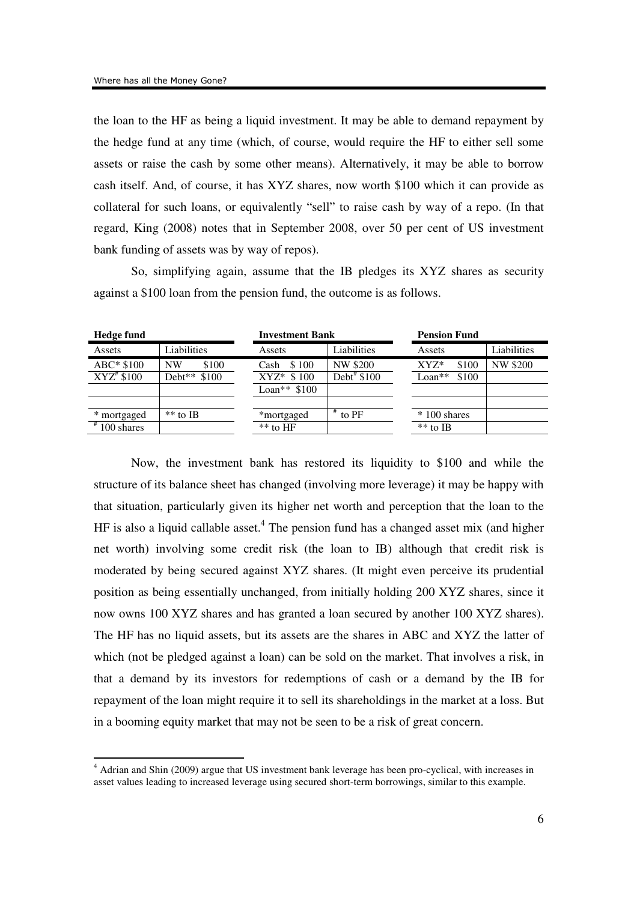the loan to the HF as being a liquid investment. It may be able to demand repayment by the hedge fund at any time (which, of course, would require the HF to either sell some assets or raise the cash by some other means). Alternatively, it may be able to borrow cash itself. And, of course, it has XYZ shares, now worth $100 which it can provide as collateral for such loans, or equivalently "sell" to raise cash by way of a repo. (In that regard, King (2008) notes that in September 2008, over 50 per cent of US investment bank funding of assets was by way of repos).

So, simplifying again, assume that the IB pledges its XYZ shares as security against a $100 loan from the pension fund, the outcome is as follows.

| **Hedge fund** | | **Investment Bank** | | **Pension Fund** | |
|---|---|---|---|---|---|
| Assets | Liabilities | Assets | Liabilities | Assets | Liabilities |
| ABC* $100 | NW $100 | Cash $ 100 | NW $200 | XYZ* $100 | NW $200 |
| XYZ# $100 | Debt** $100 | XYZ* $ 100 | Debt# $100 | Loan** $100 | |
| | | Loan** $100 | | | |
| | | | | | |
| * mortgaged | ** to IB | *mortgaged | # to PF | * 100 shares | |
| # 100 shares | | ** to HF | | ** to IB | |

Now, the investment bank has restored its liquidity to $100 and while the structure of its balance sheet has changed (involving more leverage) it may be happy with that situation, particularly given its higher net worth and perception that the loan to the HF is also a liquid callable asset.[4] The pension fund has a changed asset mix (and higher net worth) involving some credit risk (the loan to IB) although that credit risk is moderated by being secured against XYZ shares. (It might even perceive its prudential position as being essentially unchanged, from initially holding 200 XYZ shares, since it now owns 100 XYZ shares and has granted a loan secured by another 100 XYZ shares). The HF has no liquid assets, but its assets are the shares in ABC and XYZ the latter of which (not be pledged against a loan) can be sold on the market. That involves a risk, in that a demand by its investors for redemptions of cash or a demand by the IB for repayment of the loan might require it to sell its shareholdings in the market at a loss. But in a booming equity market that may not be seen to be a risk of great concern.

---

[4] Adrian and Shin (2009) argue that US investment bank leverage has been pro-cyclical, with increases in asset values leading to increased leverage using secured short-term borrowings, similar to this example.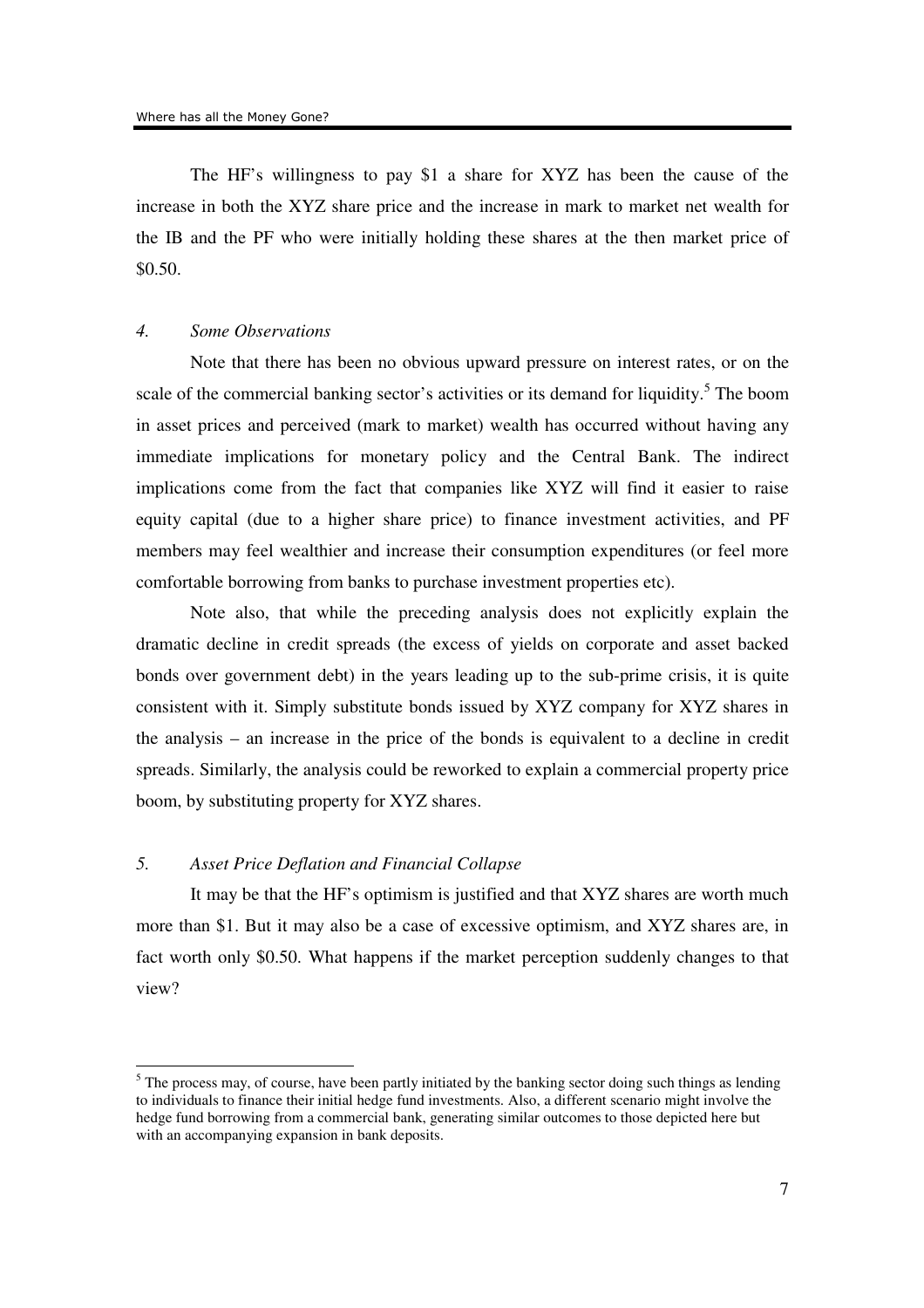The HF's willingness to pay \$1 a share for XYZ has been the cause of the increase in both the XYZ share price and the increase in mark to market net wealth for the IB and the PF who were initially holding these shares at the then market price of \$0.50.

### *4. Some Observations*

Note that there has been no obvious upward pressure on interest rates, or on the scale of the commercial banking sector's activities or its demand for liquidity.[5] The boom in asset prices and perceived (mark to market) wealth has occurred without having any immediate implications for monetary policy and the Central Bank. The indirect implications come from the fact that companies like XYZ will find it easier to raise equity capital (due to a higher share price) to finance investment activities, and PF members may feel wealthier and increase their consumption expenditures (or feel more comfortable borrowing from banks to purchase investment properties etc).

Note also, that while the preceding analysis does not explicitly explain the dramatic decline in credit spreads (the excess of yields on corporate and asset backed bonds over government debt) in the years leading up to the sub-prime crisis, it is quite consistent with it. Simply substitute bonds issued by XYZ company for XYZ shares in the analysis – an increase in the price of the bonds is equivalent to a decline in credit spreads. Similarly, the analysis could be reworked to explain a commercial property price boom, by substituting property for XYZ shares.

### *5. Asset Price Deflation and Financial Collapse*

It may be that the HF's optimism is justified and that XYZ shares are worth much more than \$1. But it may also be a case of excessive optimism, and XYZ shares are, in fact worth only \$0.50. What happens if the market perception suddenly changes to that view?

---

[5] The process may, of course, have been partly initiated by the banking sector doing such things as lending to individuals to finance their initial hedge fund investments. Also, a different scenario might involve the hedge fund borrowing from a commercial bank, generating similar outcomes to those depicted here but with an accompanying expansion in bank deposits.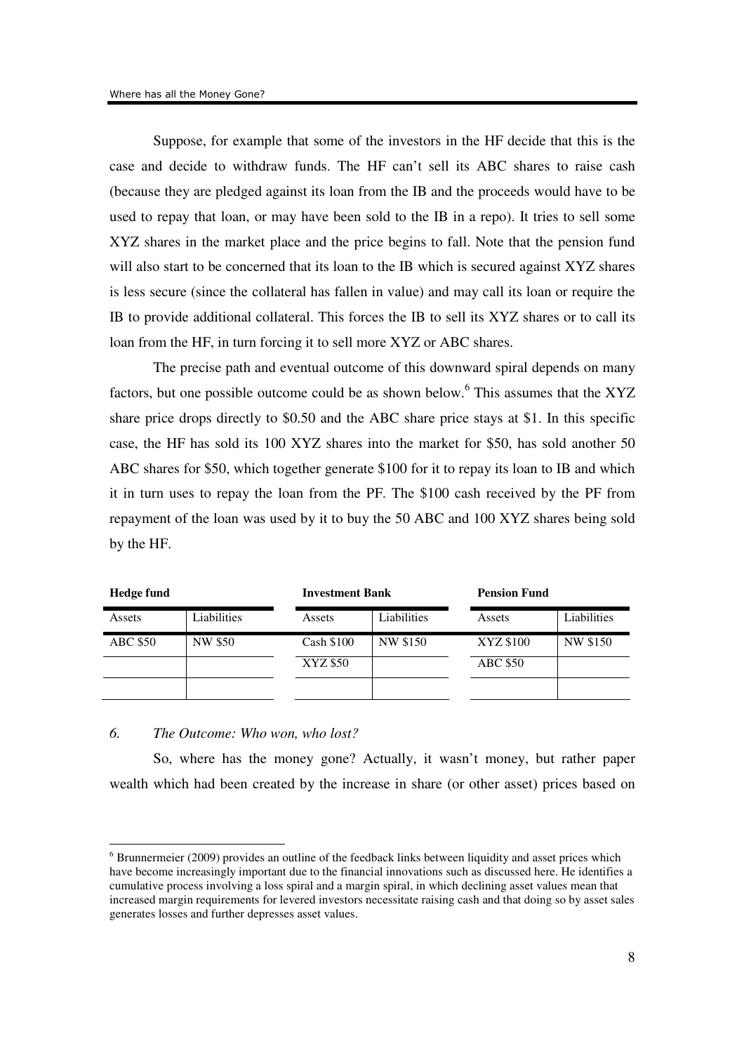Suppose, for example that some of the investors in the HF decide that this is the case and decide to withdraw funds. The HF can't sell its ABC shares to raise cash (because they are pledged against its loan from the IB and the proceeds would have to be used to repay that loan, or may have been sold to the IB in a repo). It tries to sell some XYZ shares in the market place and the price begins to fall. Note that the pension fund will also start to be concerned that its loan to the IB which is secured against XYZ shares is less secure (since the collateral has fallen in value) and may call its loan or require the IB to provide additional collateral. This forces the IB to sell its XYZ shares or to call its loan from the HF, in turn forcing it to sell more XYZ or ABC shares.

The precise path and eventual outcome of this downward spiral depends on many factors, but one possible outcome could be as shown below.[6] This assumes that the XYZ share price drops directly to \$0.50 and the ABC share price stays at \$1. In this specific case, the HF has sold its 100 XYZ shares into the market for \$50, has sold another 50 ABC shares for \$50, which together generate \$100 for it to repay its loan to IB and which it in turn uses to repay the loan from the PF. The \$100 cash received by the PF from repayment of the loan was used by it to buy the 50 ABC and 100 XYZ shares being sold by the HF.

| **Hedge fund** | | **Investment Bank** | | **Pension Fund** | |
|---|---|---|---|---|---|
| Assets | Liabilities | Assets | Liabilities | Assets | Liabilities |
| ABC \$50 | NW \$50 | Cash \$100 | NW \$150 | XYZ \$100 | NW \$150 |
| | | XYZ \$50 | | ABC \$50 | |
| | | | | | |

## *6. The Outcome: Who won, who lost?*

So, where has the money gone? Actually, it wasn't money, but rather paper wealth which had been created by the increase in share (or other asset) prices based on

[6] Brunnermeier (2009) provides an outline of the feedback links between liquidity and asset prices which have become increasingly important due to the financial innovations such as discussed here. He identifies a cumulative process involving a loss spiral and a margin spiral, in which declining asset values mean that increased margin requirements for levered investors necessitate raising cash and that doing so by asset sales generates losses and further depresses asset values.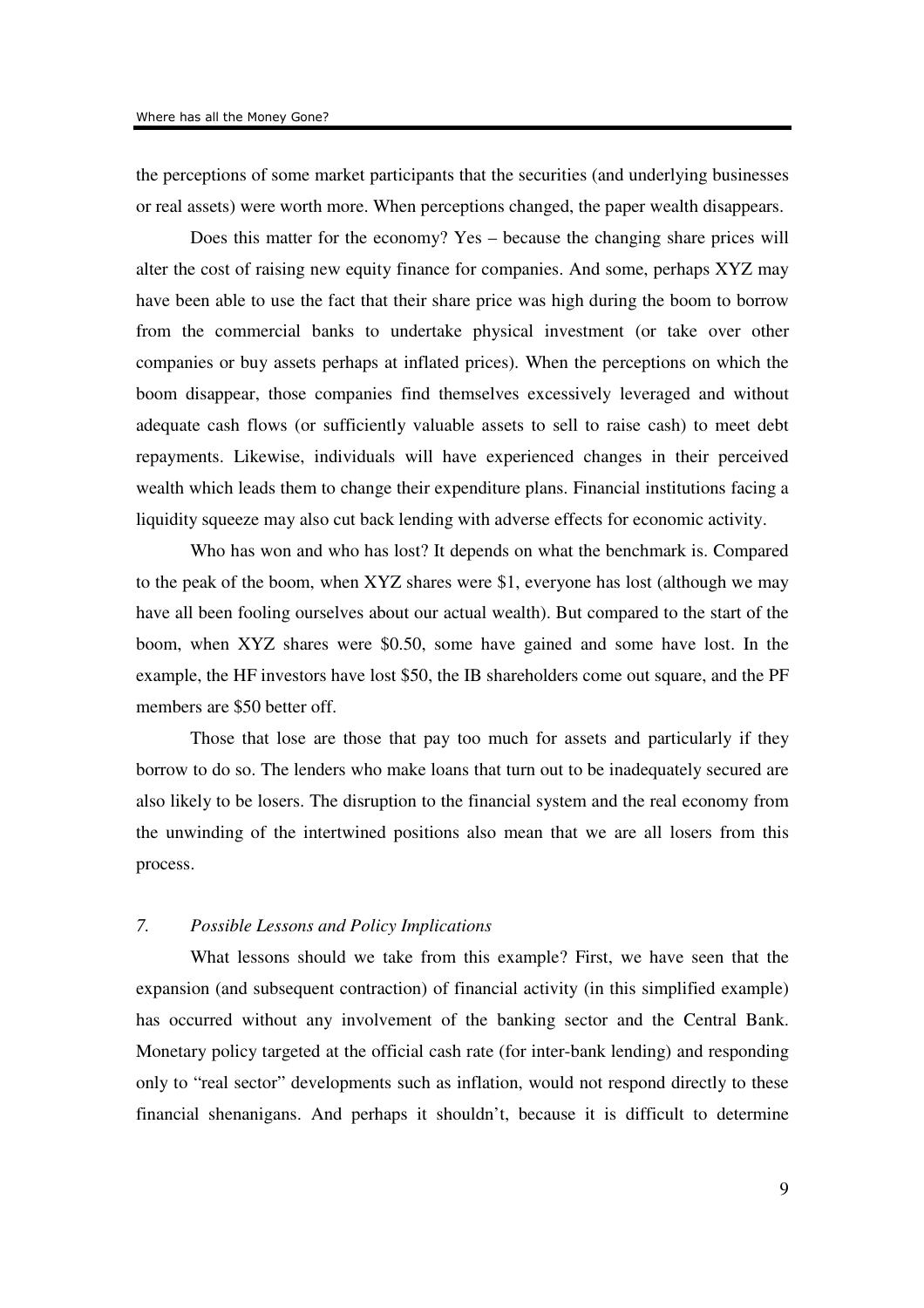the perceptions of some market participants that the securities (and underlying businesses or real assets) were worth more. When perceptions changed, the paper wealth disappears.

Does this matter for the economy? Yes – because the changing share prices will alter the cost of raising new equity finance for companies. And some, perhaps XYZ may have been able to use the fact that their share price was high during the boom to borrow from the commercial banks to undertake physical investment (or take over other companies or buy assets perhaps at inflated prices). When the perceptions on which the boom disappear, those companies find themselves excessively leveraged and without adequate cash flows (or sufficiently valuable assets to sell to raise cash) to meet debt repayments. Likewise, individuals will have experienced changes in their perceived wealth which leads them to change their expenditure plans. Financial institutions facing a liquidity squeeze may also cut back lending with adverse effects for economic activity.

Who has won and who has lost? It depends on what the benchmark is. Compared to the peak of the boom, when XYZ shares were $1, everyone has lost (although we may have all been fooling ourselves about our actual wealth). But compared to the start of the boom, when XYZ shares were $0.50, some have gained and some have lost. In the example, the HF investors have lost $50, the IB shareholders come out square, and the PF members are $50 better off.

Those that lose are those that pay too much for assets and particularly if they borrow to do so. The lenders who make loans that turn out to be inadequately secured are also likely to be losers. The disruption to the financial system and the real economy from the unwinding of the intertwined positions also mean that we are all losers from this process.

## *7. Possible Lessons and Policy Implications*

What lessons should we take from this example? First, we have seen that the expansion (and subsequent contraction) of financial activity (in this simplified example) has occurred without any involvement of the banking sector and the Central Bank. Monetary policy targeted at the official cash rate (for inter-bank lending) and responding only to "real sector" developments such as inflation, would not respond directly to these financial shenanigans. And perhaps it shouldn't, because it is difficult to determine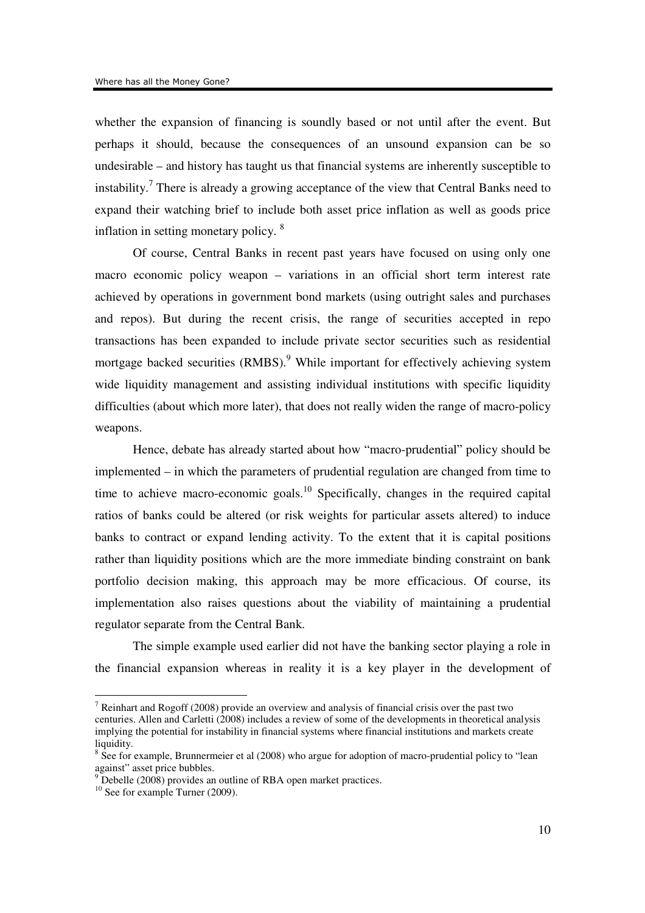whether the expansion of financing is soundly based or not until after the event. But perhaps it should, because the consequences of an unsound expansion can be so undesirable – and history has taught us that financial systems are inherently susceptible to instability.[7] There is already a growing acceptance of the view that Central Banks need to expand their watching brief to include both asset price inflation as well as goods price inflation in setting monetary policy. [8]

Of course, Central Banks in recent past years have focused on using only one macro economic policy weapon – variations in an official short term interest rate achieved by operations in government bond markets (using outright sales and purchases and repos). But during the recent crisis, the range of securities accepted in repo transactions has been expanded to include private sector securities such as residential mortgage backed securities (RMBS).[9] While important for effectively achieving system wide liquidity management and assisting individual institutions with specific liquidity difficulties (about which more later), that does not really widen the range of macro-policy weapons.

Hence, debate has already started about how "macro-prudential" policy should be implemented – in which the parameters of prudential regulation are changed from time to time to achieve macro-economic goals.[10] Specifically, changes in the required capital ratios of banks could be altered (or risk weights for particular assets altered) to induce banks to contract or expand lending activity. To the extent that it is capital positions rather than liquidity positions which are the more immediate binding constraint on bank portfolio decision making, this approach may be more efficacious. Of course, its implementation also raises questions about the viability of maintaining a prudential regulator separate from the Central Bank.

The simple example used earlier did not have the banking sector playing a role in the financial expansion whereas in reality it is a key player in the development of

---

[7] Reinhart and Rogoff (2008) provide an overview and analysis of financial crisis over the past two centuries. Allen and Carletti (2008) includes a review of some of the developments in theoretical analysis implying the potential for instability in financial systems where financial institutions and markets create liquidity.

[8] See for example, Brunnermeier et al (2008) who argue for adoption of macro-prudential policy to "lean against" asset price bubbles.

[9] Debelle (2008) provides an outline of RBA open market practices.

[10] See for example Turner (2009).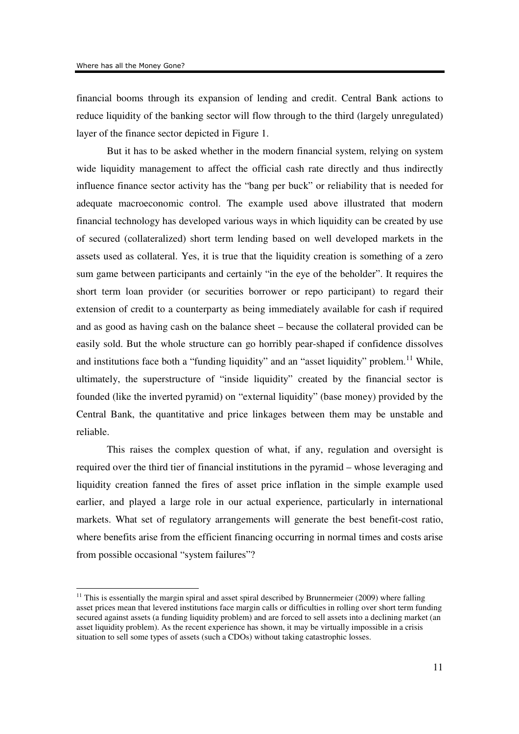financial booms through its expansion of lending and credit. Central Bank actions to reduce liquidity of the banking sector will flow through to the third (largely unregulated) layer of the finance sector depicted in Figure 1.

But it has to be asked whether in the modern financial system, relying on system wide liquidity management to affect the official cash rate directly and thus indirectly influence finance sector activity has the "bang per buck" or reliability that is needed for adequate macroeconomic control. The example used above illustrated that modern financial technology has developed various ways in which liquidity can be created by use of secured (collateralized) short term lending based on well developed markets in the assets used as collateral. Yes, it is true that the liquidity creation is something of a zero sum game between participants and certainly "in the eye of the beholder". It requires the short term loan provider (or securities borrower or repo participant) to regard their extension of credit to a counterparty as being immediately available for cash if required and as good as having cash on the balance sheet – because the collateral provided can be easily sold. But the whole structure can go horribly pear-shaped if confidence dissolves and institutions face both a "funding liquidity" and an "asset liquidity" problem.[11] While, ultimately, the superstructure of "inside liquidity" created by the financial sector is founded (like the inverted pyramid) on "external liquidity" (base money) provided by the Central Bank, the quantitative and price linkages between them may be unstable and reliable.

This raises the complex question of what, if any, regulation and oversight is required over the third tier of financial institutions in the pyramid – whose leveraging and liquidity creation fanned the fires of asset price inflation in the simple example used earlier, and played a large role in our actual experience, particularly in international markets. What set of regulatory arrangements will generate the best benefit-cost ratio, where benefits arise from the efficient financing occurring in normal times and costs arise from possible occasional "system failures"?

[11] This is essentially the margin spiral and asset spiral described by Brunnermeier (2009) where falling asset prices mean that levered institutions face margin calls or difficulties in rolling over short term funding secured against assets (a funding liquidity problem) and are forced to sell assets into a declining market (an asset liquidity problem). As the recent experience has shown, it may be virtually impossible in a crisis situation to sell some types of assets (such a CDOs) without taking catastrophic losses.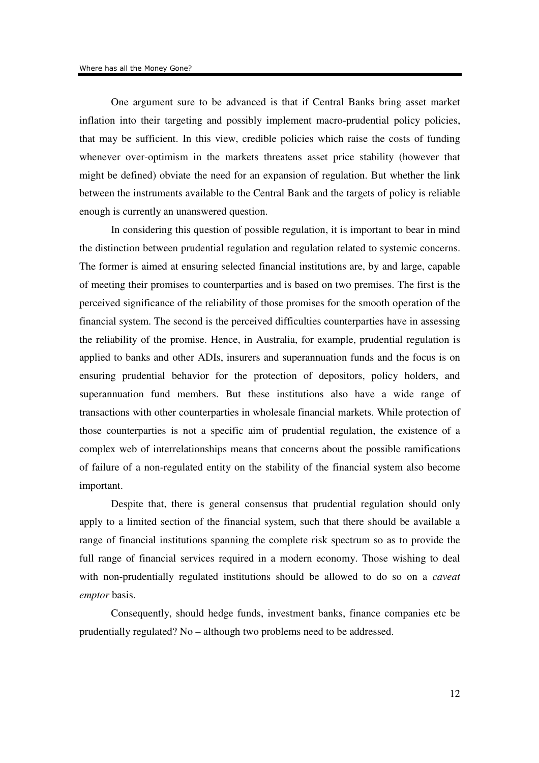One argument sure to be advanced is that if Central Banks bring asset market inflation into their targeting and possibly implement macro-prudential policy policies, that may be sufficient. In this view, credible policies which raise the costs of funding whenever over-optimism in the markets threatens asset price stability (however that might be defined) obviate the need for an expansion of regulation. But whether the link between the instruments available to the Central Bank and the targets of policy is reliable enough is currently an unanswered question.

In considering this question of possible regulation, it is important to bear in mind the distinction between prudential regulation and regulation related to systemic concerns. The former is aimed at ensuring selected financial institutions are, by and large, capable of meeting their promises to counterparties and is based on two premises. The first is the perceived significance of the reliability of those promises for the smooth operation of the financial system. The second is the perceived difficulties counterparties have in assessing the reliability of the promise. Hence, in Australia, for example, prudential regulation is applied to banks and other ADIs, insurers and superannuation funds and the focus is on ensuring prudential behavior for the protection of depositors, policy holders, and superannuation fund members. But these institutions also have a wide range of transactions with other counterparties in wholesale financial markets. While protection of those counterparties is not a specific aim of prudential regulation, the existence of a complex web of interrelationships means that concerns about the possible ramifications of failure of a non-regulated entity on the stability of the financial system also become important.

Despite that, there is general consensus that prudential regulation should only apply to a limited section of the financial system, such that there should be available a range of financial institutions spanning the complete risk spectrum so as to provide the full range of financial services required in a modern economy. Those wishing to deal with non-prudentially regulated institutions should be allowed to do so on a *caveat emptor* basis.

Consequently, should hedge funds, investment banks, finance companies etc be prudentially regulated? No – although two problems need to be addressed.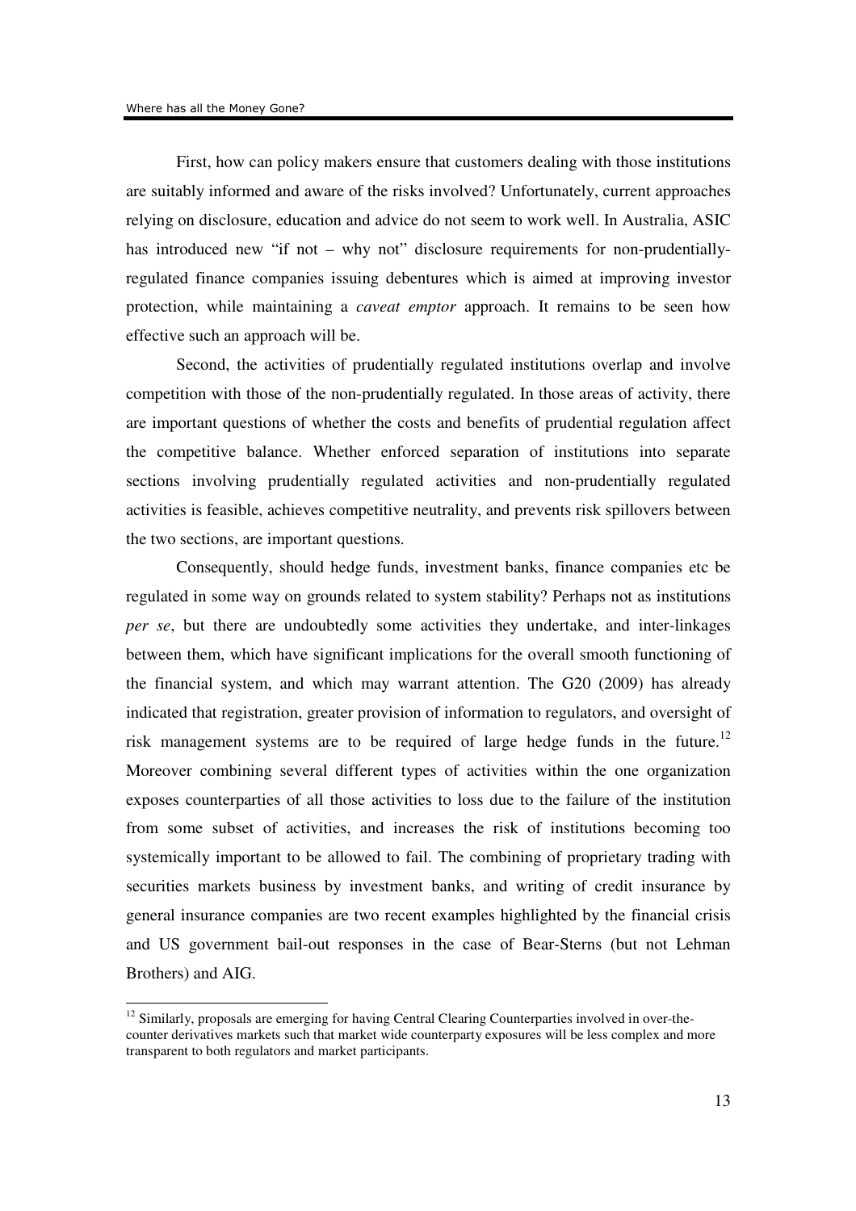First, how can policy makers ensure that customers dealing with those institutions are suitably informed and aware of the risks involved? Unfortunately, current approaches relying on disclosure, education and advice do not seem to work well. In Australia, ASIC has introduced new "if not – why not" disclosure requirements for non-prudentially-regulated finance companies issuing debentures which is aimed at improving investor protection, while maintaining a *caveat emptor* approach. It remains to be seen how effective such an approach will be.

Second, the activities of prudentially regulated institutions overlap and involve competition with those of the non-prudentially regulated. In those areas of activity, there are important questions of whether the costs and benefits of prudential regulation affect the competitive balance. Whether enforced separation of institutions into separate sections involving prudentially regulated activities and non-prudentially regulated activities is feasible, achieves competitive neutrality, and prevents risk spillovers between the two sections, are important questions.

Consequently, should hedge funds, investment banks, finance companies etc be regulated in some way on grounds related to system stability? Perhaps not as institutions *per se*, but there are undoubtedly some activities they undertake, and inter-linkages between them, which have significant implications for the overall smooth functioning of the financial system, and which may warrant attention. The G20 (2009) has already indicated that registration, greater provision of information to regulators, and oversight of risk management systems are to be required of large hedge funds in the future.[12] Moreover combining several different types of activities within the one organization exposes counterparties of all those activities to loss due to the failure of the institution from some subset of activities, and increases the risk of institutions becoming too systemically important to be allowed to fail. The combining of proprietary trading with securities markets business by investment banks, and writing of credit insurance by general insurance companies are two recent examples highlighted by the financial crisis and US government bail-out responses in the case of Bear-Sterns (but not Lehman Brothers) and AIG.

---

[12] Similarly, proposals are emerging for having Central Clearing Counterparties involved in over-the-counter derivatives markets such that market wide counterparty exposures will be less complex and more transparent to both regulators and market participants.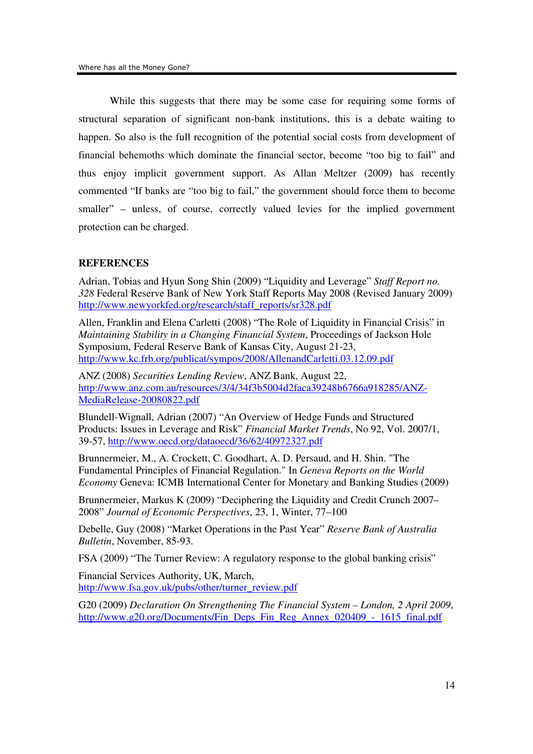While this suggests that there may be some case for requiring some forms of structural separation of significant non-bank institutions, this is a debate waiting to happen. So also is the full recognition of the potential social costs from development of financial behemoths which dominate the financial sector, become "too big to fail" and thus enjoy implicit government support. As Allan Meltzer (2009) has recently commented "If banks are "too big to fail," the government should force them to become smaller" – unless, of course, correctly valued levies for the implied government protection can be charged.

## REFERENCES

Adrian, Tobias and Hyun Song Shin (2009) "Liquidity and Leverage" *Staff Report no. 328* Federal Reserve Bank of New York Staff Reports May 2008 (Revised January 2009) http://www.newyorkfed.org/research/staff_reports/sr328.pdf

Allen, Franklin and Elena Carletti (2008) "The Role of Liquidity in Financial Crisis" in *Maintaining Stability in a Changing Financial System*, Proceedings of Jackson Hole Symposium, Federal Reserve Bank of Kansas City, August 21-23, http://www.kc.frb.org/publicat/sympos/2008/AllenandCarletti.03.12.09.pdf

ANZ (2008) *Securities Lending Review*, ANZ Bank, August 22, http://www.anz.com.au/resources/3/4/34f3b5004d2faca39248b6766a918285/ANZ-MediaRelease-20080822.pdf

Blundell-Wignall, Adrian (2007) "An Overview of Hedge Funds and Structured Products: Issues in Leverage and Risk" *Financial Market Trends*, No 92, Vol. 2007/1, 39-57, http://www.oecd.org/dataoecd/36/62/40972327.pdf

Brunnermeier, M., A. Crockett, C. Goodhart, A. D. Persaud, and H. Shin. "The Fundamental Principles of Financial Regulation." In *Geneva Reports on the World Economy* Geneva: ICMB International Center for Monetary and Banking Studies (2009)

Brunnermeier, Markus K (2009) "Deciphering the Liquidity and Credit Crunch 2007–2008" *Journal of Economic Perspectives*, 23, 1, Winter, 77–100

Debelle, Guy (2008) "Market Operations in the Past Year" *Reserve Bank of Australia Bulletin*, November, 85-93.

FSA (2009) "The Turner Review: A regulatory response to the global banking crisis"

Financial Services Authority, UK, March, http://www.fsa.gov.uk/pubs/other/turner_review.pdf

G20 (2009) *Declaration On Strengthening The Financial System – London, 2 April 2009*, http://www.g20.org/Documents/Fin_Deps_Fin_Reg_Annex_020409_-_1615_final.pdf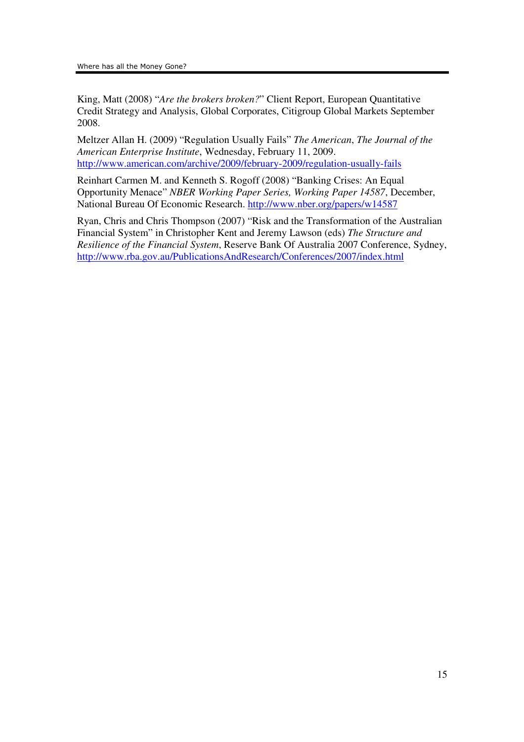King, Matt (2008) "*Are the brokers broken?*" Client Report, European Quantitative Credit Strategy and Analysis, Global Corporates, Citigroup Global Markets September 2008.

Meltzer Allan H. (2009) "Regulation Usually Fails" *The American*, *The Journal of the American Enterprise Institute*, Wednesday, February 11, 2009. http://www.american.com/archive/2009/february-2009/regulation-usually-fails

Reinhart Carmen M. and Kenneth S. Rogoff (2008) "Banking Crises: An Equal Opportunity Menace" *NBER Working Paper Series, Working Paper 14587*, December, National Bureau Of Economic Research. http://www.nber.org/papers/w14587

Ryan, Chris and Chris Thompson (2007) "Risk and the Transformation of the Australian Financial System" in Christopher Kent and Jeremy Lawson (eds) *The Structure and Resilience of the Financial System*, Reserve Bank Of Australia 2007 Conference, Sydney, http://www.rba.gov.au/PublicationsAndResearch/Conferences/2007/index.html